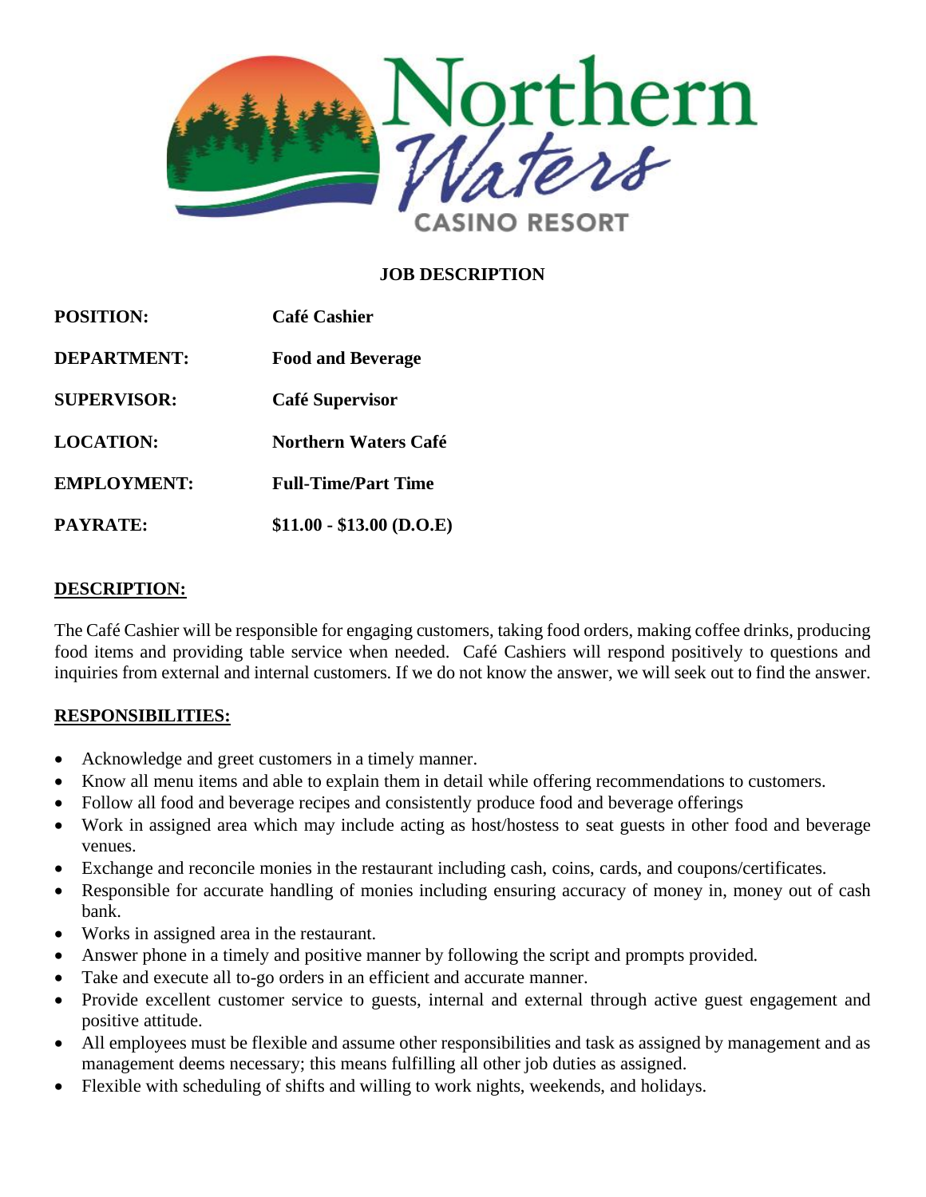Northern Waters CASINO RESORT

**JOB DESCRIPTION**

| | |
|---|---|
| **POSITION:** | **Café Cashier** |
| **DEPARTMENT:** | **Food and Beverage** |
| **SUPERVISOR:** | **Café Supervisor** |
| **LOCATION:** | **Northern Waters Café** |
| **EMPLOYMENT:** | **Full-Time/Part Time** |
| **PAYRATE:** | **$11.00 - $13.00 (D.O.E)** |

## DESCRIPTION:

The Café Cashier will be responsible for engaging customers, taking food orders, making coffee drinks, producing food items and providing table service when needed. Café Cashiers will respond positively to questions and inquiries from external and internal customers. If we do not know the answer, we will seek out to find the answer.

## RESPONSIBILITIES:

- Acknowledge and greet customers in a timely manner.
- Know all menu items and able to explain them in detail while offering recommendations to customers.
- Follow all food and beverage recipes and consistently produce food and beverage offerings
- Work in assigned area which may include acting as host/hostess to seat guests in other food and beverage venues.
- Exchange and reconcile monies in the restaurant including cash, coins, cards, and coupons/certificates.
- Responsible for accurate handling of monies including ensuring accuracy of money in, money out of cash bank.
- Works in assigned area in the restaurant.
- Answer phone in a timely and positive manner by following the script and prompts provided.
- Take and execute all to-go orders in an efficient and accurate manner.
- Provide excellent customer service to guests, internal and external through active guest engagement and positive attitude.
- All employees must be flexible and assume other responsibilities and task as assigned by management and as management deems necessary; this means fulfilling all other job duties as assigned.
- Flexible with scheduling of shifts and willing to work nights, weekends, and holidays.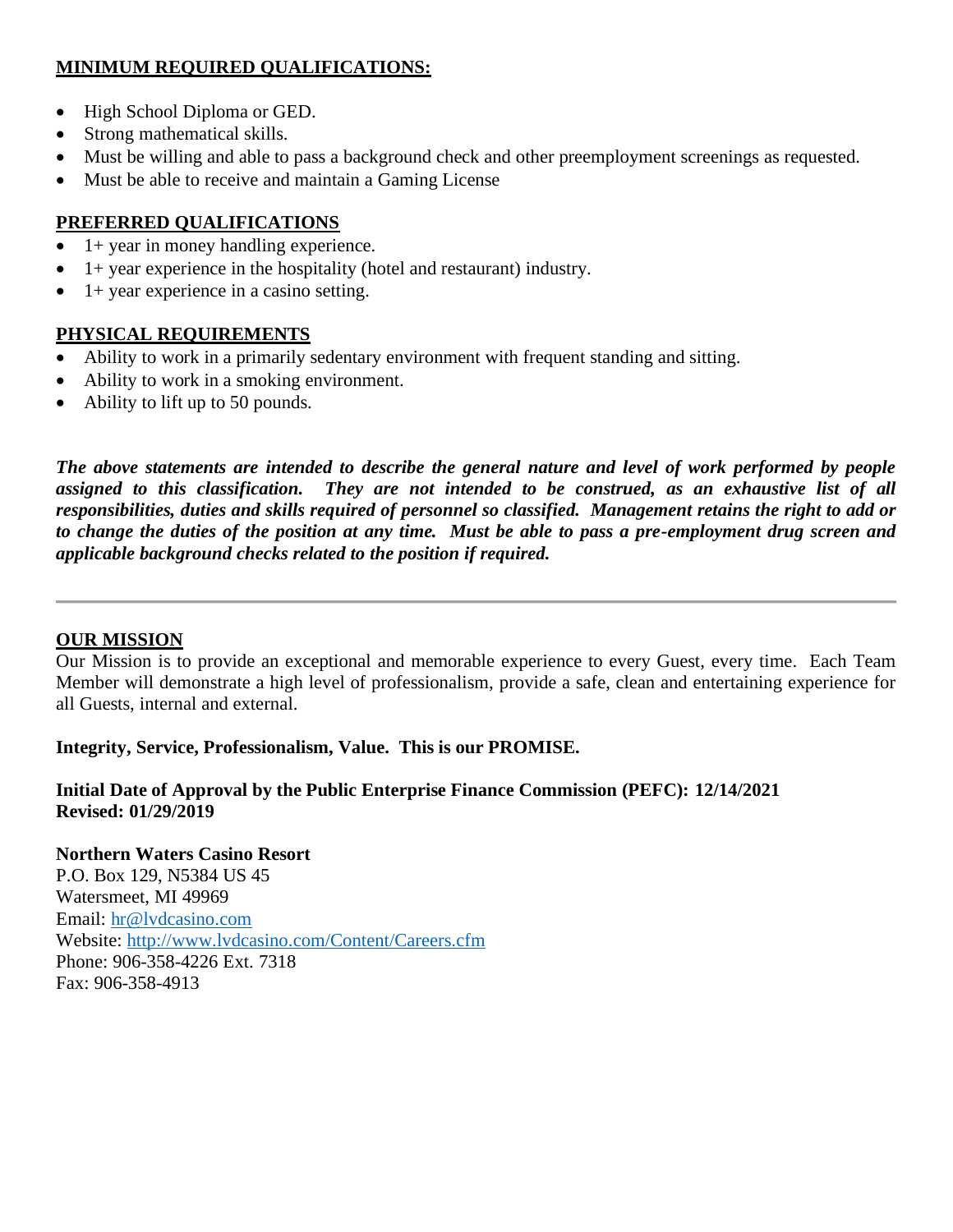## MINIMUM REQUIRED QUALIFICATIONS:

- High School Diploma or GED.
- Strong mathematical skills.
- Must be willing and able to pass a background check and other preemployment screenings as requested.
- Must be able to receive and maintain a Gaming License

## PREFERRED QUALIFICATIONS

- 1+ year in money handling experience.
- 1+ year experience in the hospitality (hotel and restaurant) industry.
- 1+ year experience in a casino setting.

## PHYSICAL REQUIREMENTS

- Ability to work in a primarily sedentary environment with frequent standing and sitting.
- Ability to work in a smoking environment.
- Ability to lift up to 50 pounds.

***The above statements are intended to describe the general nature and level of work performed by people assigned to this classification. They are not intended to be construed, as an exhaustive list of all responsibilities, duties and skills required of personnel so classified. Management retains the right to add or to change the duties of the position at any time. Must be able to pass a pre-employment drug screen and applicable background checks related to the position if required.***

---

## OUR MISSION

Our Mission is to provide an exceptional and memorable experience to every Guest, every time. Each Team Member will demonstrate a high level of professionalism, provide a safe, clean and entertaining experience for all Guests, internal and external.

**Integrity, Service, Professionalism, Value. This is our PROMISE.**

**Initial Date of Approval by the Public Enterprise Finance Commission (PEFC): 12/14/2021**
**Revised: 01/29/2019**

**Northern Waters Casino Resort**
P.O. Box 129, N5384 US 45
Watersmeet, MI 49969
Email: hr@lvdcasino.com
Website: http://www.lvdcasino.com/Content/Careers.cfm
Phone: 906-358-4226 Ext. 7318
Fax: 906-358-4913